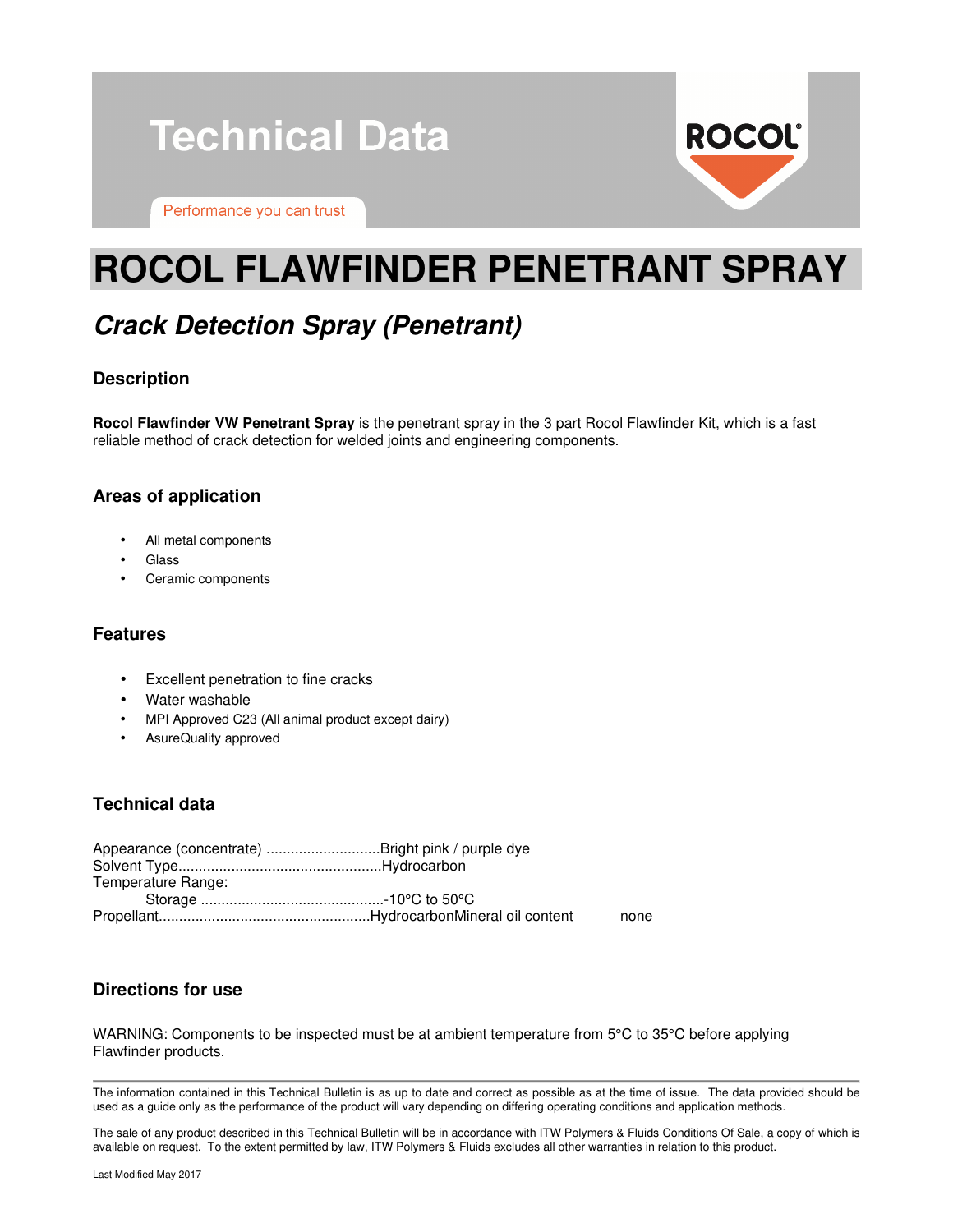# Technical Data

Performance you can trust

# ROCOL FLAWFINDER PENETRANT SPRAY

## *Crack Detection Spray (Penetrant)*

### Description

**Rocol Flawfinder VW Penetrant Spray** is the penetrant spray in the 3 part Rocol Flawfinder Kit, which is a fast reliable method of crack detection for welded joints and engineering components.

### Areas of application

- All metal components
- Glass
- Ceramic components

### Features

- Excellent penetration to fine cracks
- Water washable
- MPI Approved C23 (All animal product except dairy)
- AsureQuality approved

### Technical data

Appearance (concentrate) ............................Bright pink / purple dye
Solvent Type..................................................Hydrocarbon
Temperature Range:
    Storage .............................................-10°C to 50°C
Propellant....................................................HydrocarbonMineral oil content    none

### Directions for use

WARNING: Components to be inspected must be at ambient temperature from 5°C to 35°C before applying Flawfinder products.

---

The information contained in this Technical Bulletin is as up to date and correct as possible as at the time of issue. The data provided should be used as a guide only as the performance of the product will vary depending on differing operating conditions and application methods.

The sale of any product described in this Technical Bulletin will be in accordance with ITW Polymers & Fluids Conditions Of Sale, a copy of which is available on request. To the extent permitted by law, ITW Polymers & Fluids excludes all other warranties in relation to this product.

Last Modified May 2017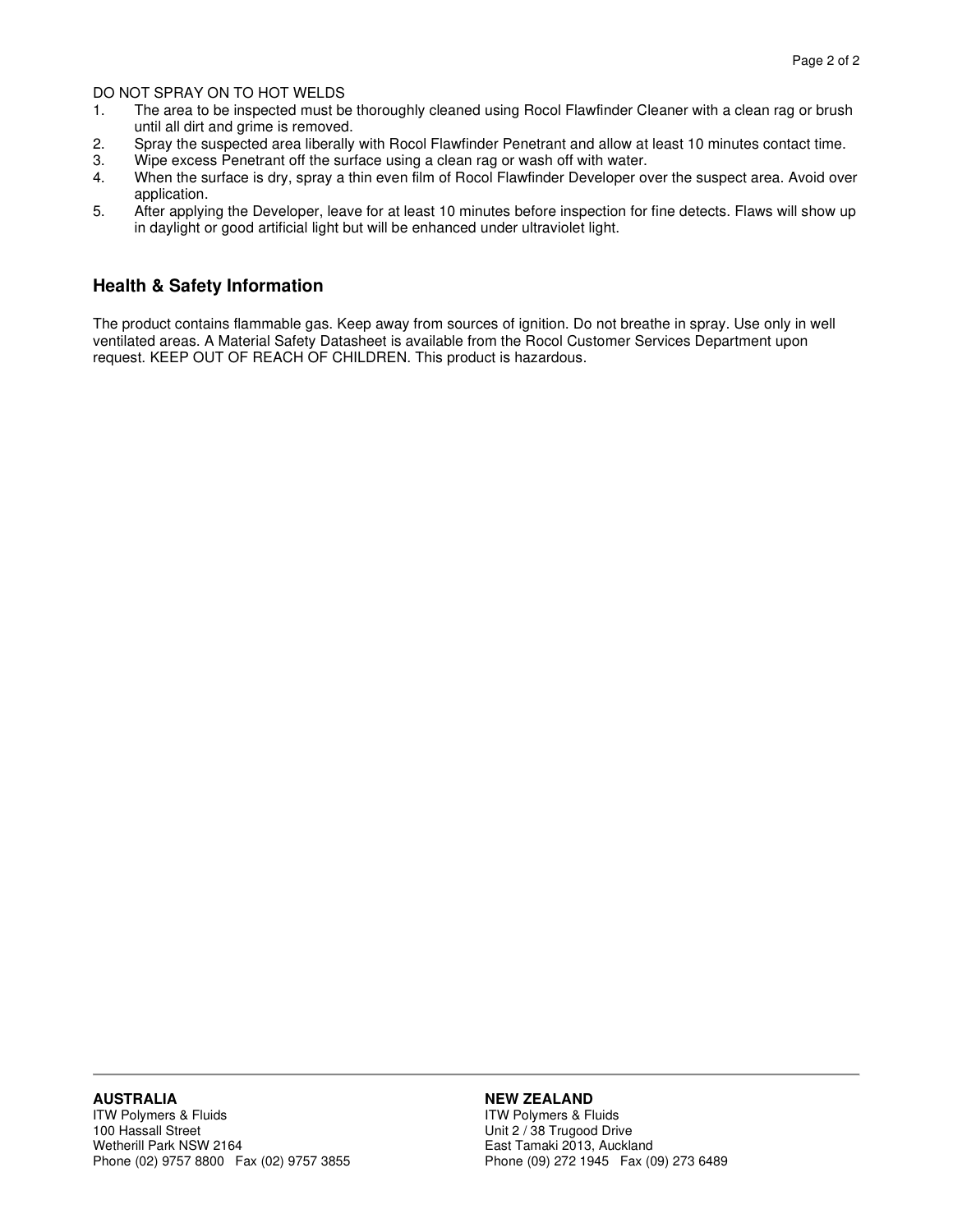DO NOT SPRAY ON TO HOT WELDS

1. The area to be inspected must be thoroughly cleaned using Rocol Flawfinder Cleaner with a clean rag or brush until all dirt and grime is removed.
2. Spray the suspected area liberally with Rocol Flawfinder Penetrant and allow at least 10 minutes contact time.
3. Wipe excess Penetrant off the surface using a clean rag or wash off with water.
4. When the surface is dry, spray a thin even film of Rocol Flawfinder Developer over the suspect area. Avoid over application.
5. After applying the Developer, leave for at least 10 minutes before inspection for fine detects. Flaws will show up in daylight or good artificial light but will be enhanced under ultraviolet light.

## Health & Safety Information

The product contains flammable gas. Keep away from sources of ignition. Do not breathe in spray. Use only in well ventilated areas. A Material Safety Datasheet is available from the Rocol Customer Services Department upon request. KEEP OUT OF REACH OF CHILDREN. This product is hazardous.

**AUSTRALIA**
ITW Polymers & Fluids
100 Hassall Street
Wetherill Park NSW 2164
Phone (02) 9757 8800 Fax (02) 9757 3855

**NEW ZEALAND**
ITW Polymers & Fluids
Unit 2 / 38 Trugood Drive
East Tamaki 2013, Auckland
Phone (09) 272 1945 Fax (09) 273 6489